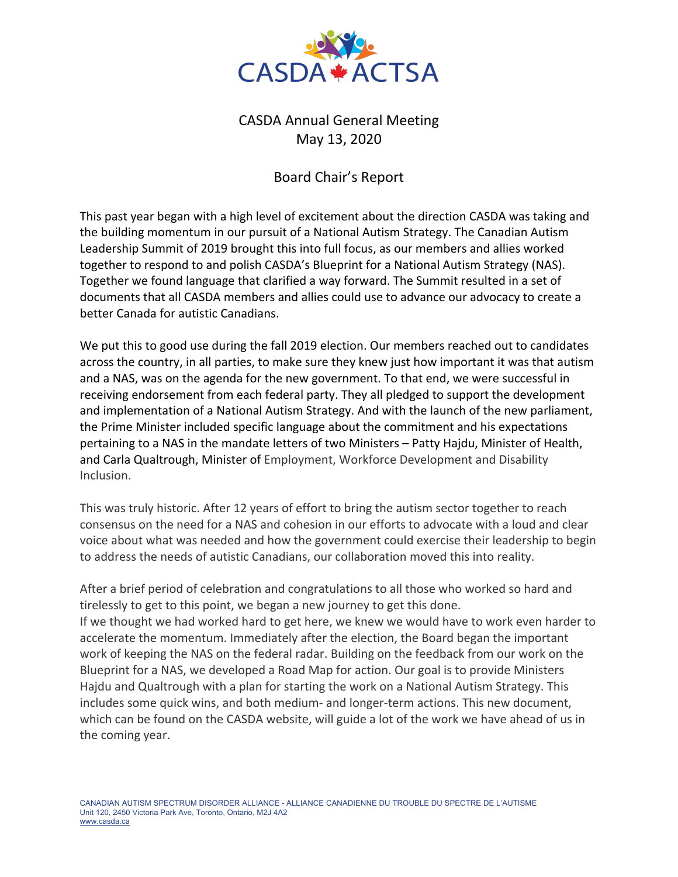CASDA Annual General Meeting
May 13, 2020

# Board Chair's Report

This past year began with a high level of excitement about the direction CASDA was taking and the building momentum in our pursuit of a National Autism Strategy. The Canadian Autism Leadership Summit of 2019 brought this into full focus, as our members and allies worked together to respond to and polish CASDA's Blueprint for a National Autism Strategy (NAS). Together we found language that clarified a way forward. The Summit resulted in a set of documents that all CASDA members and allies could use to advance our advocacy to create a better Canada for autistic Canadians.

We put this to good use during the fall 2019 election. Our members reached out to candidates across the country, in all parties, to make sure they knew just how important it was that autism and a NAS, was on the agenda for the new government. To that end, we were successful in receiving endorsement from each federal party. They all pledged to support the development and implementation of a National Autism Strategy. And with the launch of the new parliament, the Prime Minister included specific language about the commitment and his expectations pertaining to a NAS in the mandate letters of two Ministers – Patty Hajdu, Minister of Health, and Carla Qualtrough, Minister of Employment, Workforce Development and Disability Inclusion.

This was truly historic. After 12 years of effort to bring the autism sector together to reach consensus on the need for a NAS and cohesion in our efforts to advocate with a loud and clear voice about what was needed and how the government could exercise their leadership to begin to address the needs of autistic Canadians, our collaboration moved this into reality.

After a brief period of celebration and congratulations to all those who worked so hard and tirelessly to get to this point, we began a new journey to get this done.
If we thought we had worked hard to get here, we knew we would have to work even harder to accelerate the momentum. Immediately after the election, the Board began the important work of keeping the NAS on the federal radar. Building on the feedback from our work on the Blueprint for a NAS, we developed a Road Map for action. Our goal is to provide Ministers Hajdu and Qualtrough with a plan for starting the work on a National Autism Strategy. This includes some quick wins, and both medium- and longer-term actions. This new document, which can be found on the CASDA website, will guide a lot of the work we have ahead of us in the coming year.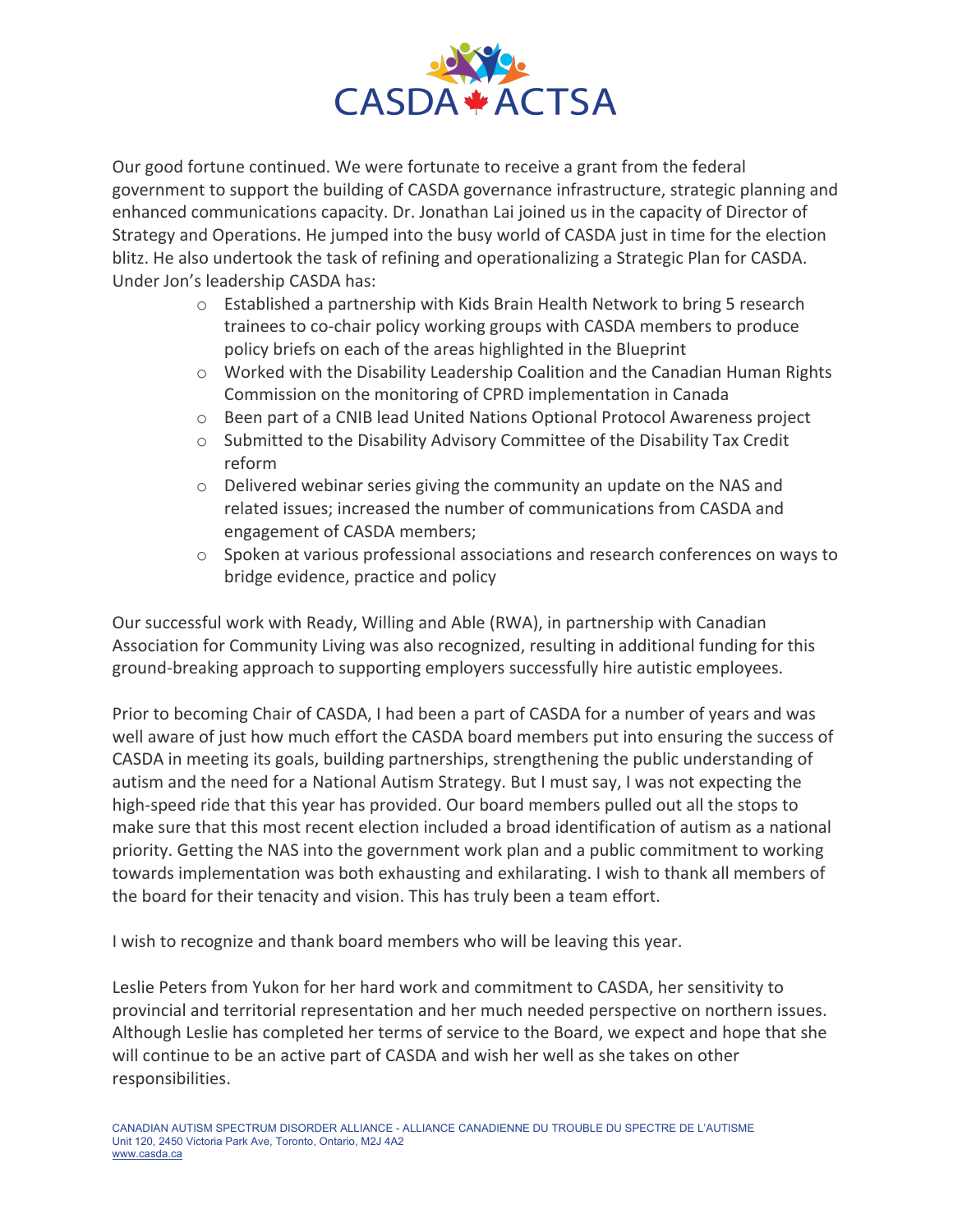Our good fortune continued. We were fortunate to receive a grant from the federal government to support the building of CASDA governance infrastructure, strategic planning and enhanced communications capacity. Dr. Jonathan Lai joined us in the capacity of Director of Strategy and Operations. He jumped into the busy world of CASDA just in time for the election blitz. He also undertook the task of refining and operationalizing a Strategic Plan for CASDA. Under Jon's leadership CASDA has:

- Established a partnership with Kids Brain Health Network to bring 5 research trainees to co-chair policy working groups with CASDA members to produce policy briefs on each of the areas highlighted in the Blueprint
- Worked with the Disability Leadership Coalition and the Canadian Human Rights Commission on the monitoring of CPRD implementation in Canada
- Been part of a CNIB lead United Nations Optional Protocol Awareness project
- Submitted to the Disability Advisory Committee of the Disability Tax Credit reform
- Delivered webinar series giving the community an update on the NAS and related issues; increased the number of communications from CASDA and engagement of CASDA members;
- Spoken at various professional associations and research conferences on ways to bridge evidence, practice and policy

Our successful work with Ready, Willing and Able (RWA), in partnership with Canadian Association for Community Living was also recognized, resulting in additional funding for this ground-breaking approach to supporting employers successfully hire autistic employees.

Prior to becoming Chair of CASDA, I had been a part of CASDA for a number of years and was well aware of just how much effort the CASDA board members put into ensuring the success of CASDA in meeting its goals, building partnerships, strengthening the public understanding of autism and the need for a National Autism Strategy. But I must say, I was not expecting the high-speed ride that this year has provided. Our board members pulled out all the stops to make sure that this most recent election included a broad identification of autism as a national priority. Getting the NAS into the government work plan and a public commitment to working towards implementation was both exhausting and exhilarating. I wish to thank all members of the board for their tenacity and vision. This has truly been a team effort.

I wish to recognize and thank board members who will be leaving this year.

Leslie Peters from Yukon for her hard work and commitment to CASDA, her sensitivity to provincial and territorial representation and her much needed perspective on northern issues. Although Leslie has completed her terms of service to the Board, we expect and hope that she will continue to be an active part of CASDA and wish her well as she takes on other responsibilities.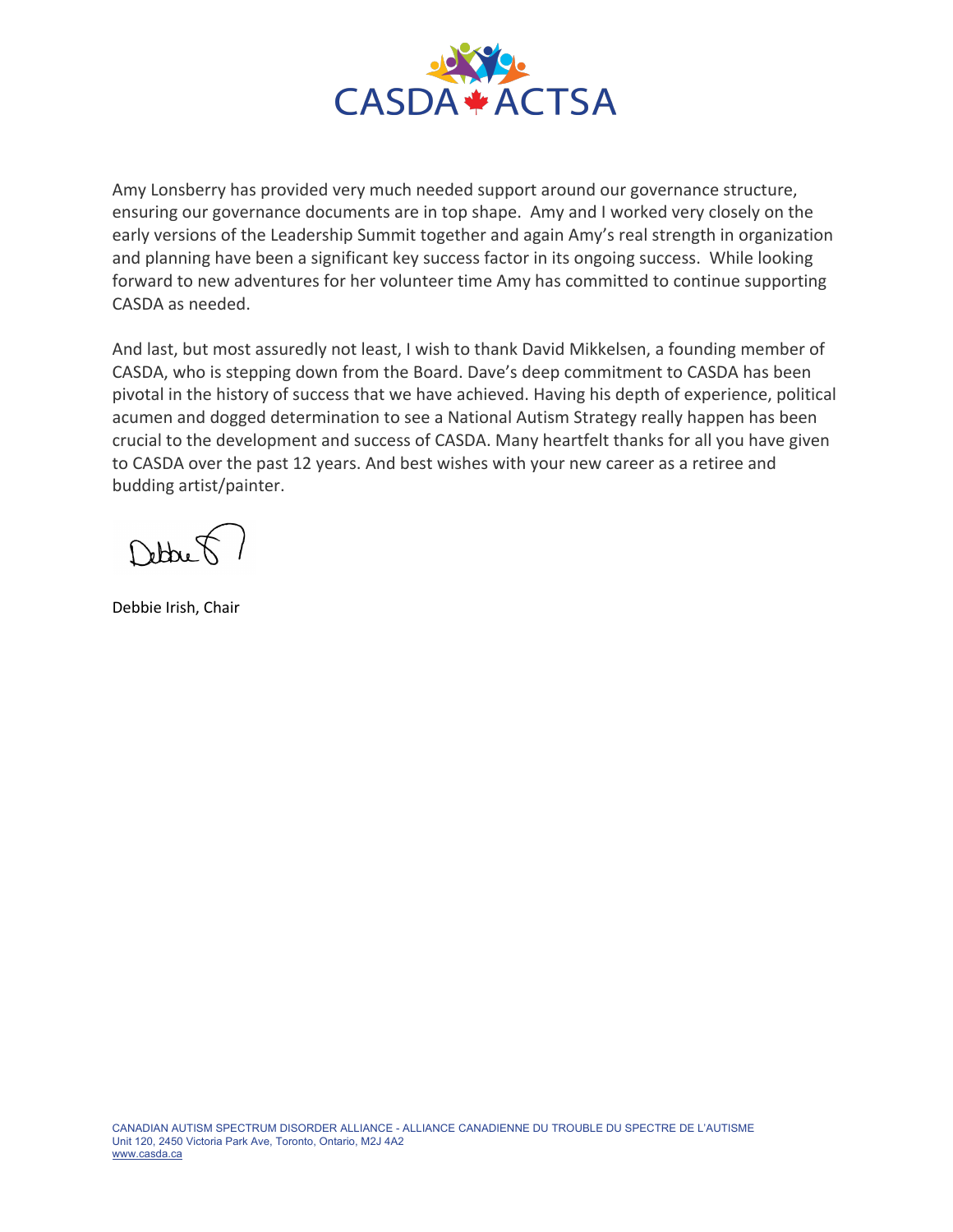Amy Lonsberry has provided very much needed support around our governance structure, ensuring our governance documents are in top shape. Amy and I worked very closely on the early versions of the Leadership Summit together and again Amy's real strength in organization and planning have been a significant key success factor in its ongoing success. While looking forward to new adventures for her volunteer time Amy has committed to continue supporting CASDA as needed.

And last, but most assuredly not least, I wish to thank David Mikkelsen, a founding member of CASDA, who is stepping down from the Board. Dave's deep commitment to CASDA has been pivotal in the history of success that we have achieved. Having his depth of experience, political acumen and dogged determination to see a National Autism Strategy really happen has been crucial to the development and success of CASDA. Many heartfelt thanks for all you have given to CASDA over the past 12 years. And best wishes with your new career as a retiree and budding artist/painter.

Debbie Irish, Chair